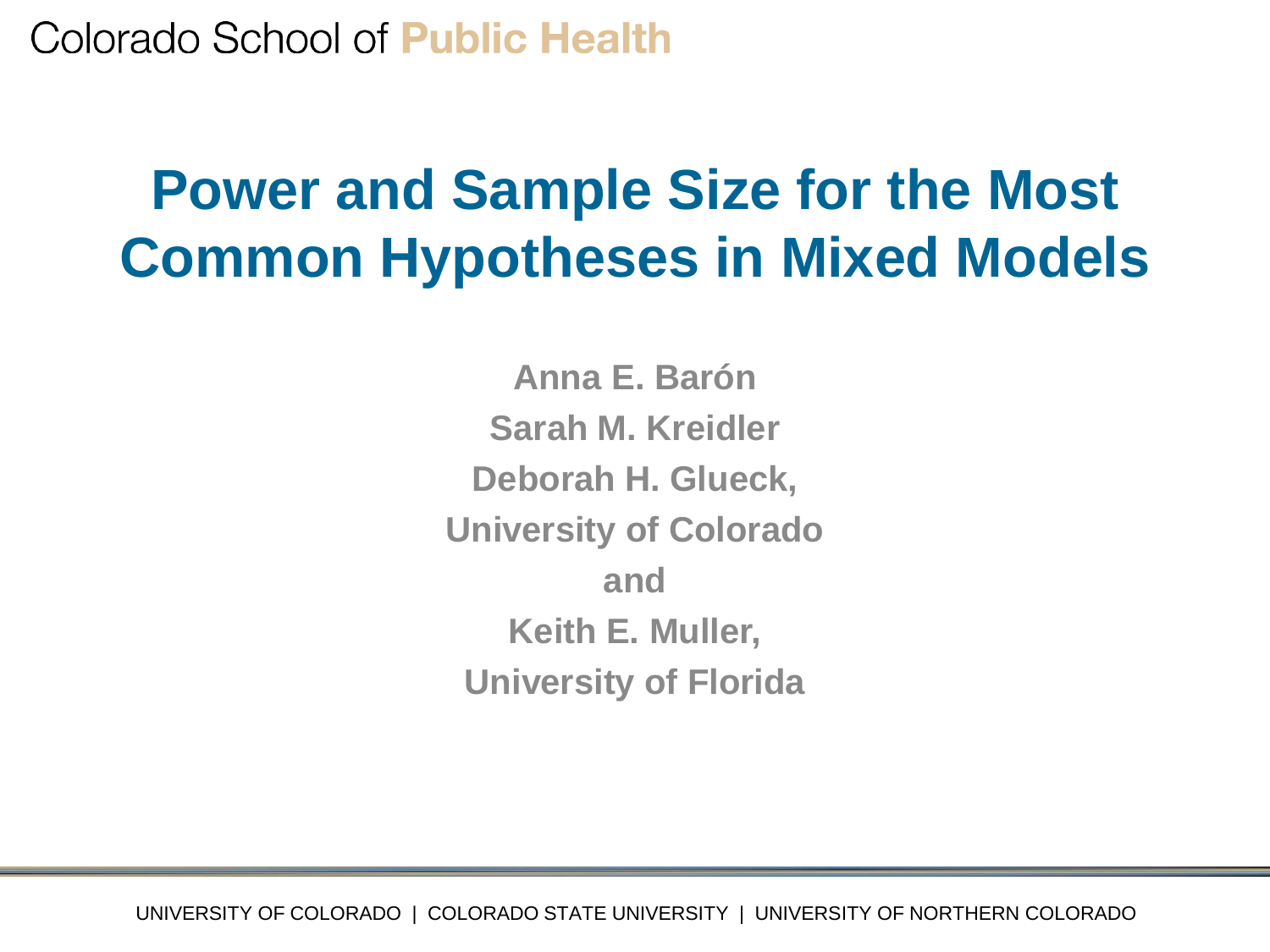Colorado School of **Public Health**

# Power and Sample Size for the Most Common Hypotheses in Mixed Models

**Anna E. Barón**

**Sarah M. Kreidler**

**Deborah H. Glueck,**

**University of Colorado**

**and**

**Keith E. Muller,**

**University of Florida**

UNIVERSITY OF COLORADO | COLORADO STATE UNIVERSITY | UNIVERSITY OF NORTHERN COLORADO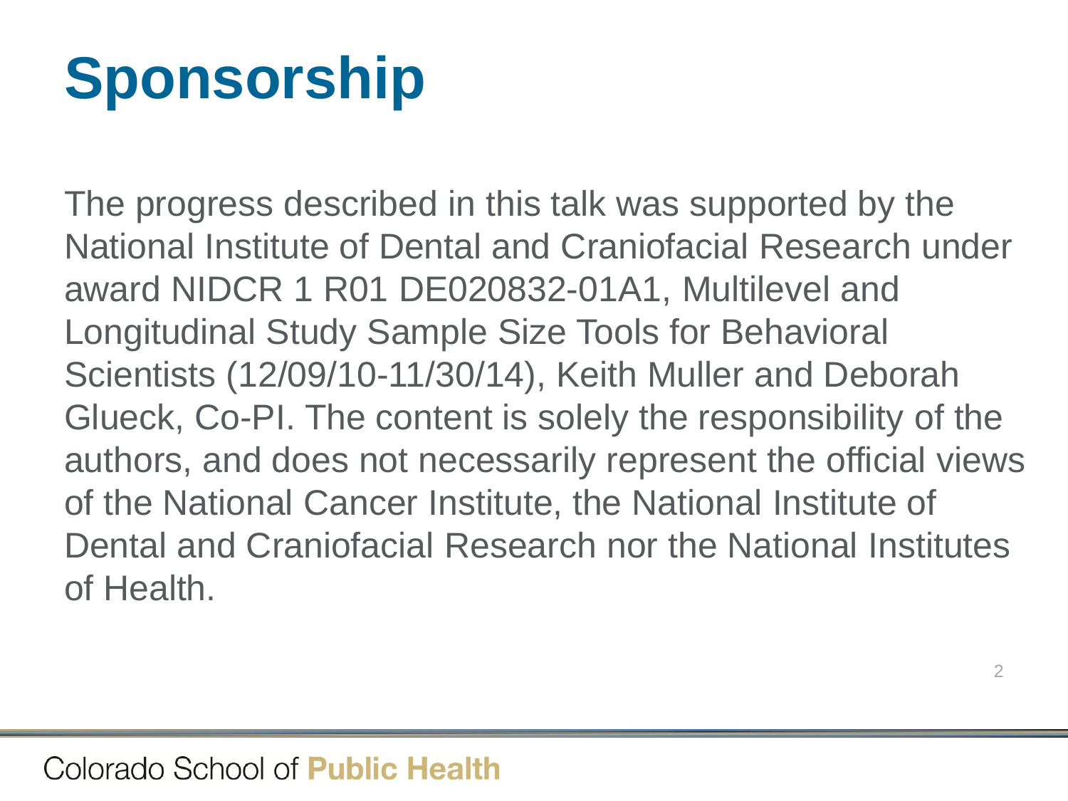# Sponsorship

The progress described in this talk was supported by the National Institute of Dental and Craniofacial Research under award NIDCR 1 R01 DE020832-01A1, Multilevel and Longitudinal Study Sample Size Tools for Behavioral Scientists (12/09/10-11/30/14), Keith Muller and Deborah Glueck, Co-PI. The content is solely the responsibility of the authors, and does not necessarily represent the official views of the National Cancer Institute, the National Institute of Dental and Craniofacial Research nor the National Institutes of Health.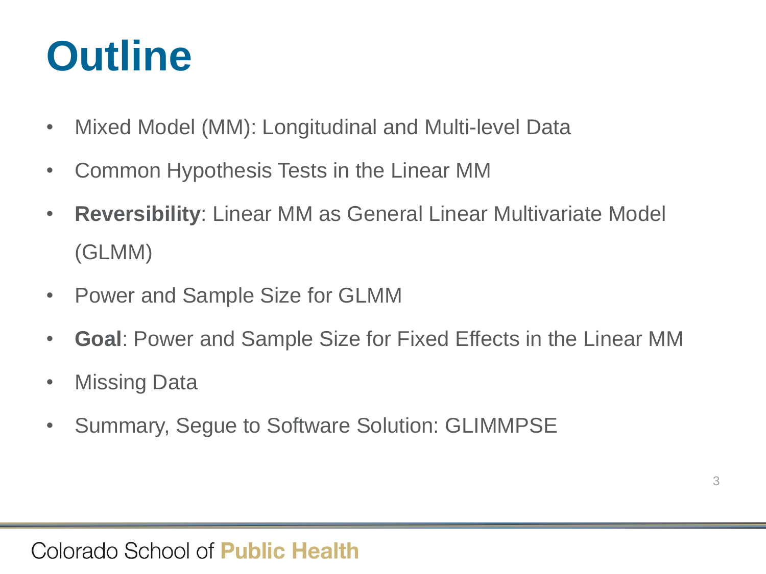# Outline

- Mixed Model (MM): Longitudinal and Multi-level Data
- Common Hypothesis Tests in the Linear MM
- **Reversibility**: Linear MM as General Linear Multivariate Model (GLMM)
- Power and Sample Size for GLMM
- **Goal**: Power and Sample Size for Fixed Effects in the Linear MM
- Missing Data
- Summary, Segue to Software Solution: GLIMMPSE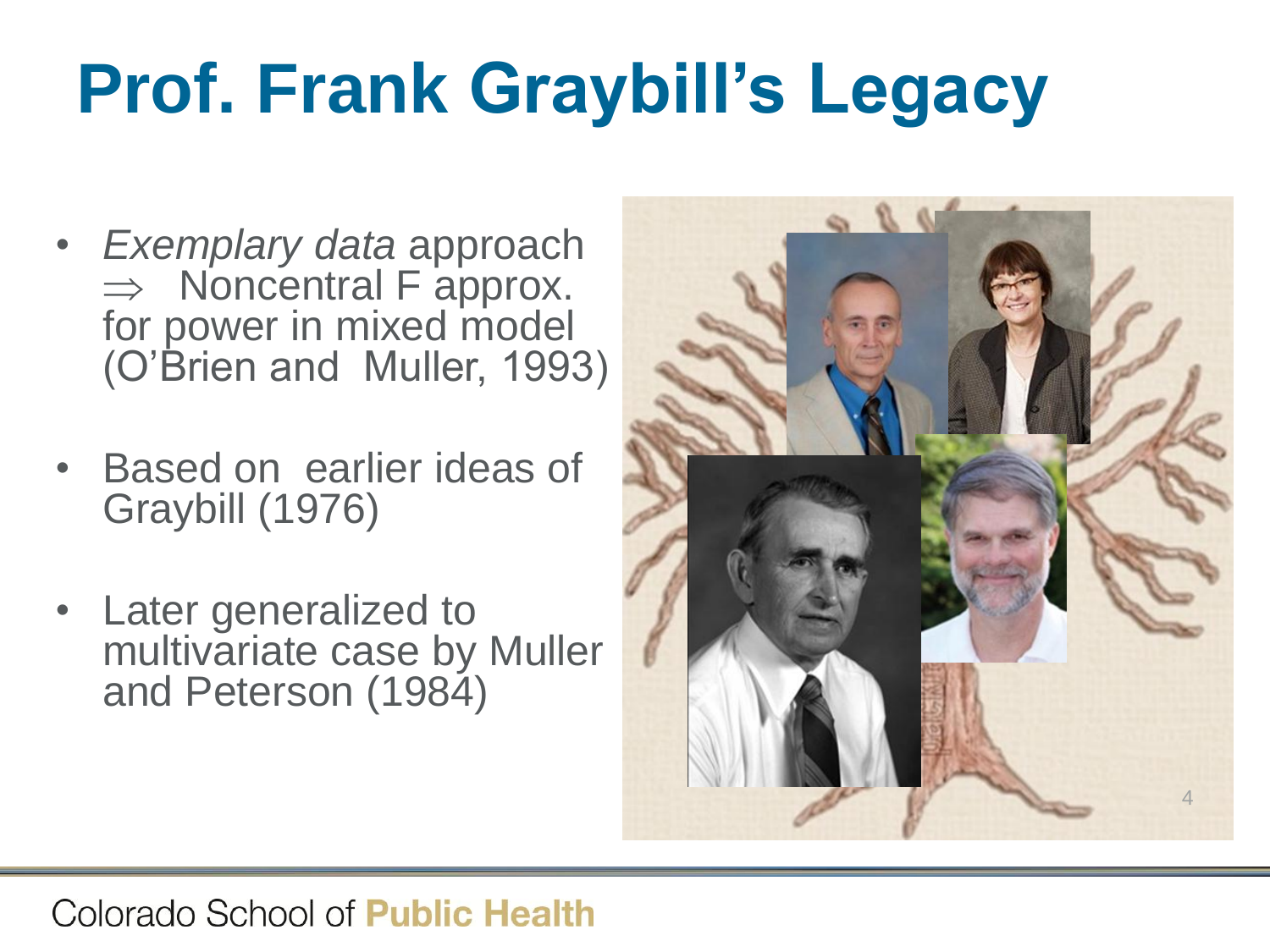# Prof. Frank Graybill's Legacy

- *Exemplary data* approach $\Rightarrow$ Noncentral F approx. for power in mixed model (O'Brien and Muller, 1993)
- Based on earlier ideas of Graybill (1976)
- Later generalized to multivariate case by Muller and Peterson (1984)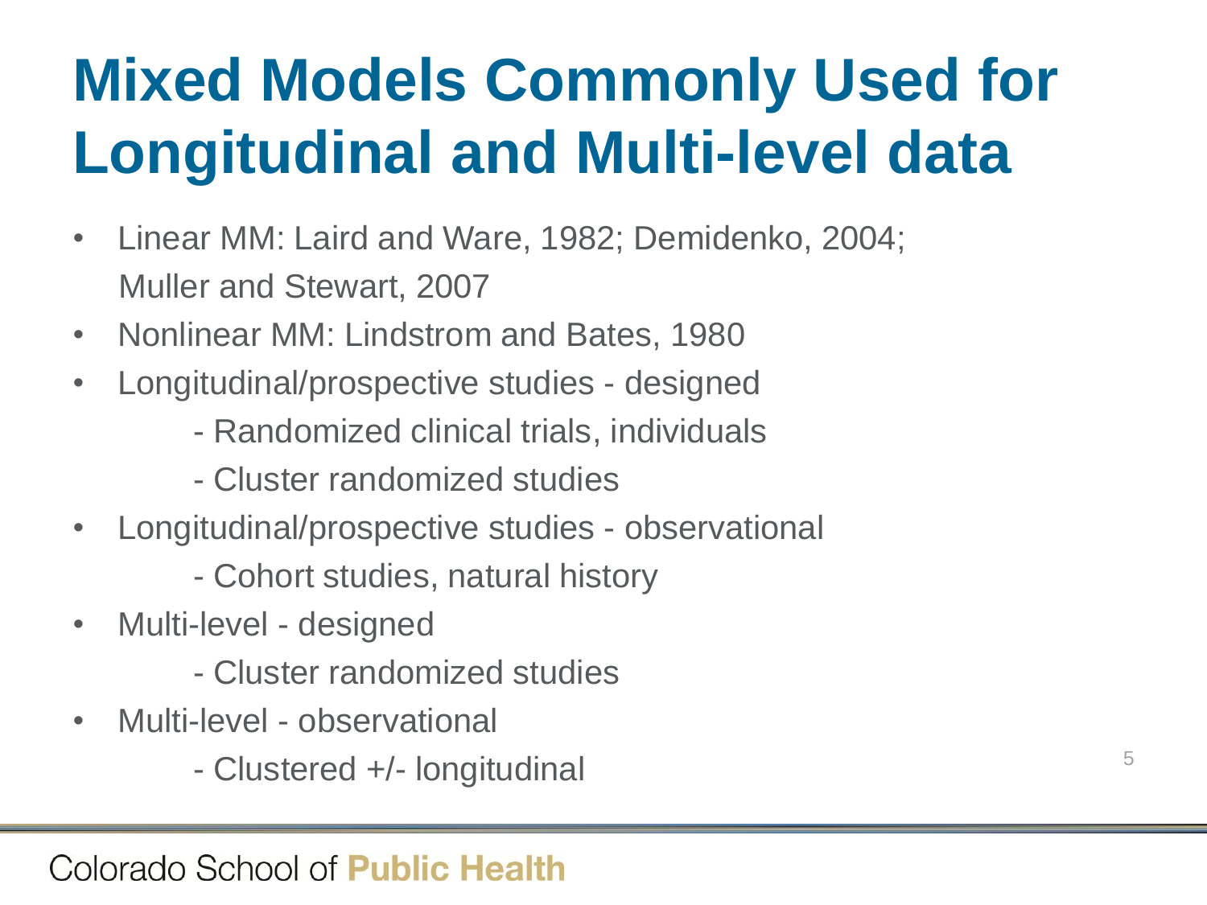# Mixed Models Commonly Used for Longitudinal and Multi-level data

- Linear MM: Laird and Ware, 1982; Demidenko, 2004; Muller and Stewart, 2007
- Nonlinear MM: Lindstrom and Bates, 1980
- Longitudinal/prospective studies - designed
  - Randomized clinical trials, individuals
  - Cluster randomized studies
- Longitudinal/prospective studies - observational
  - Cohort studies, natural history
- Multi-level - designed
  - Cluster randomized studies
- Multi-level - observational
  - Clustered +/- longitudinal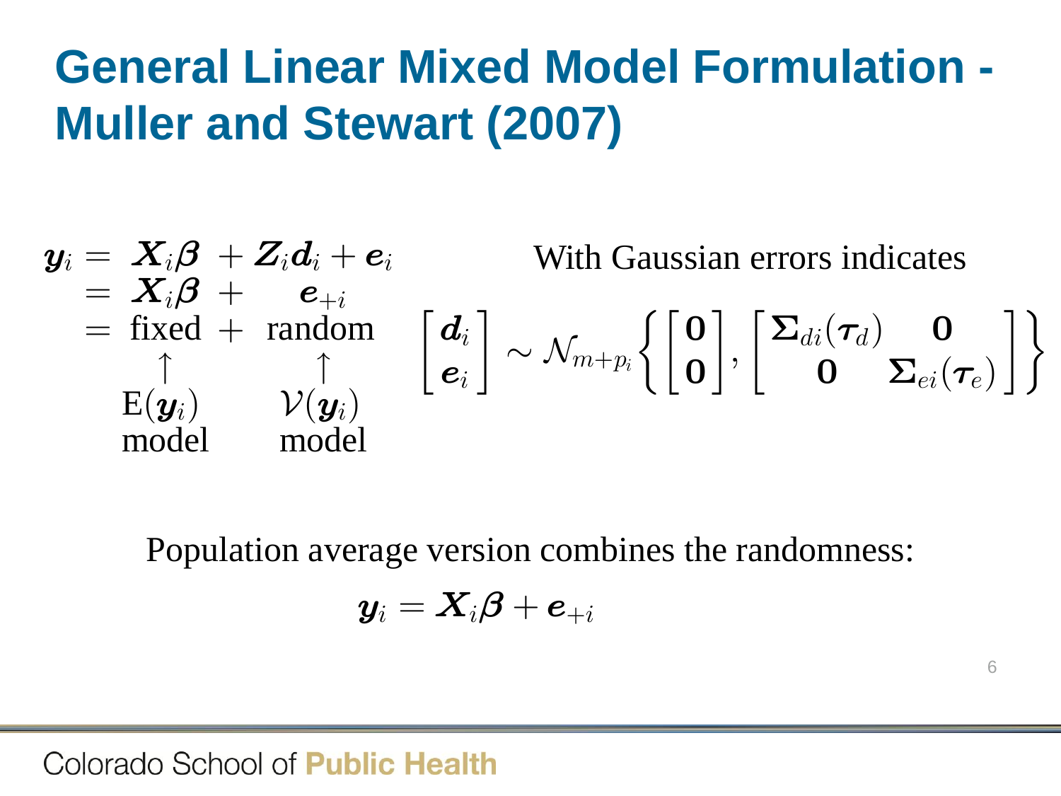# General Linear Mixed Model Formulation - Muller and Stewart (2007)

$$
\begin{aligned}
\boldsymbol{y}_i &= \boldsymbol{X}_i\boldsymbol{\beta} + \boldsymbol{Z}_i\boldsymbol{d}_i + \boldsymbol{e}_i \\
&= \boldsymbol{X}_i\boldsymbol{\beta} + \boldsymbol{e}_{+i} \\
&= \text{fixed} + \text{random}
\end{aligned}
$$

$$
\begin{array}{cc}
\uparrow & \uparrow \\
\mathrm{E}(\boldsymbol{y}_i) & \mathcal{V}(\boldsymbol{y}_i) \\
\text{model} & \text{model}
\end{array}
$$

With Gaussian errors indicates

$$
\begin{bmatrix} \boldsymbol{d}_i \\ \boldsymbol{e}_i \end{bmatrix} \sim \mathcal{N}_{m+p_i}\left\{ \begin{bmatrix} \mathbf{0} \\ \mathbf{0} \end{bmatrix}, \begin{bmatrix} \boldsymbol{\Sigma}_{di}(\boldsymbol{\tau}_d) & \mathbf{0} \\ \mathbf{0} & \boldsymbol{\Sigma}_{ei}(\boldsymbol{\tau}_e) \end{bmatrix} \right\}
$$

Population average version combines the randomness:

$$
\boldsymbol{y}_i = \boldsymbol{X}_i\boldsymbol{\beta} + \boldsymbol{e}_{+i}
$$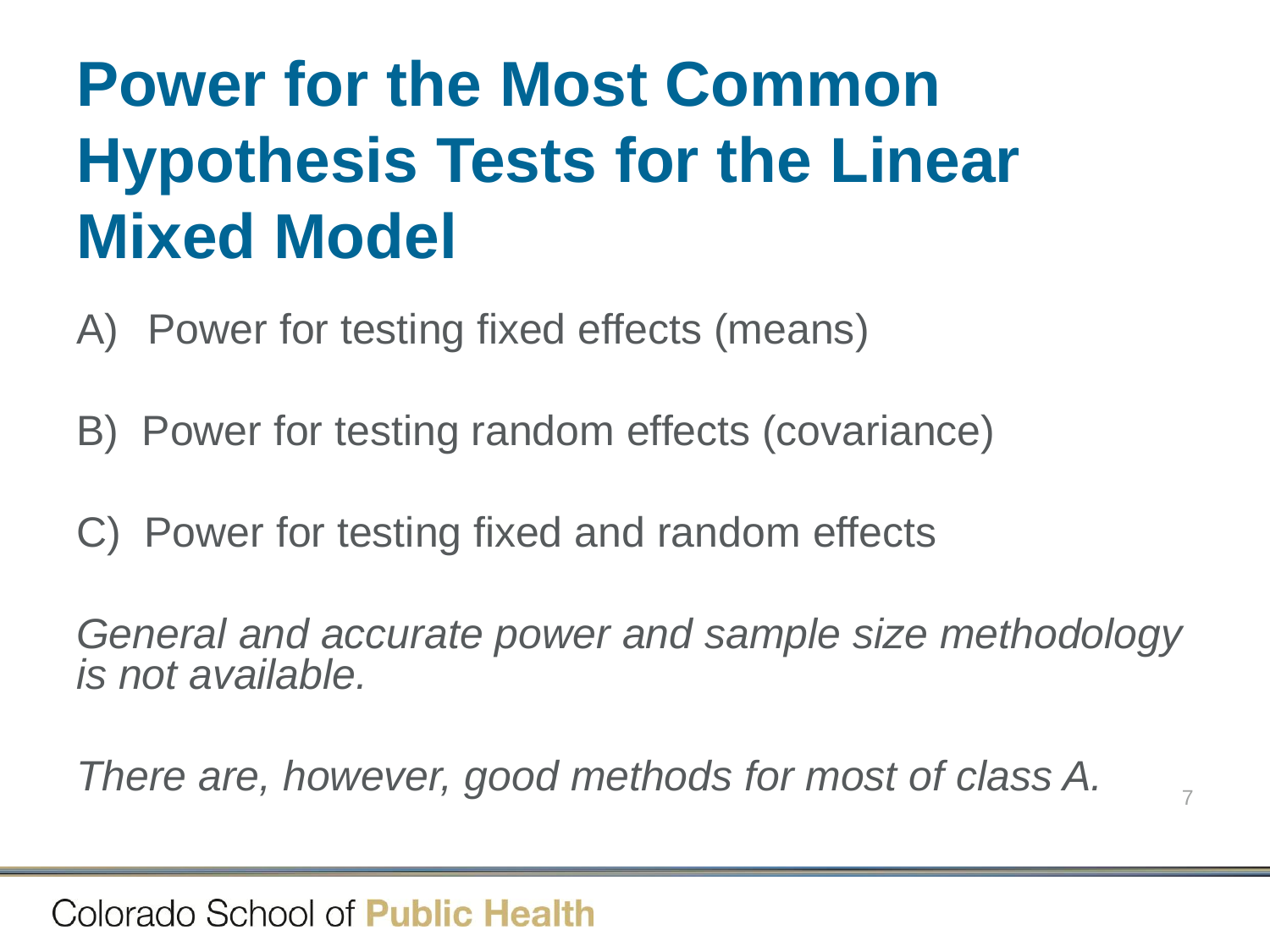# Power for the Most Common Hypothesis Tests for the Linear Mixed Model

A) Power for testing fixed effects (means)

B) Power for testing random effects (covariance)

C) Power for testing fixed and random effects

*General and accurate power and sample size methodology is not available.*

*There are, however, good methods for most of class A.*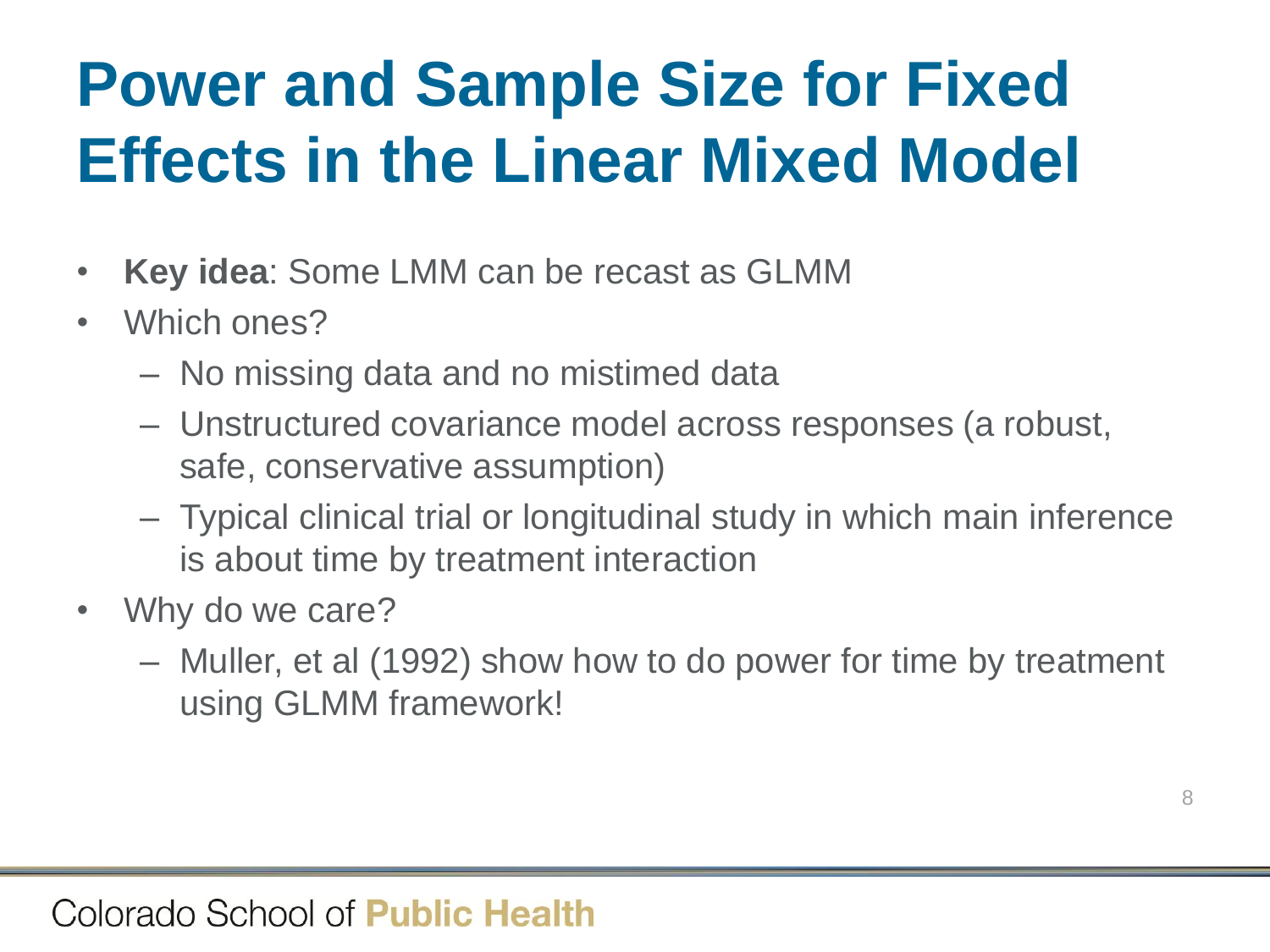# Power and Sample Size for Fixed Effects in the Linear Mixed Model

- **Key idea**: Some LMM can be recast as GLMM
- Which ones?
  - No missing data and no mistimed data
  - Unstructured covariance model across responses (a robust, safe, conservative assumption)
  - Typical clinical trial or longitudinal study in which main inference is about time by treatment interaction
- Why do we care?
  - Muller, et al (1992) show how to do power for time by treatment using GLMM framework!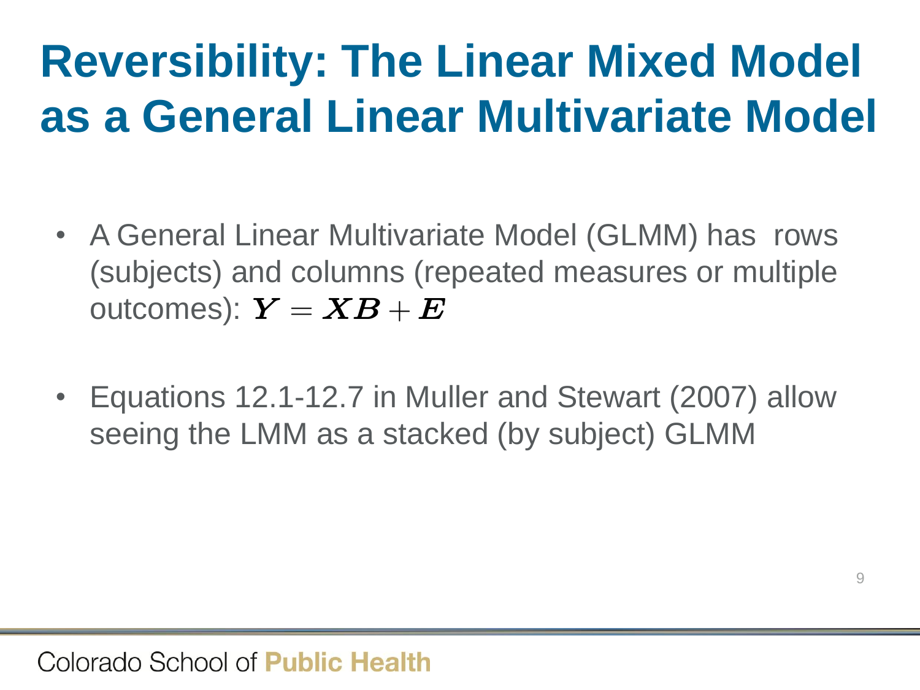# Reversibility: The Linear Mixed Model as a General Linear Multivariate Model

- A General Linear Multivariate Model (GLMM) has  rows (subjects) and columns (repeated measures or multiple outcomes): $\boldsymbol{Y} = \boldsymbol{X}\boldsymbol{B} + \boldsymbol{E}$

- Equations 12.1-12.7 in Muller and Stewart (2007) allow seeing the LMM as a stacked (by subject) GLMM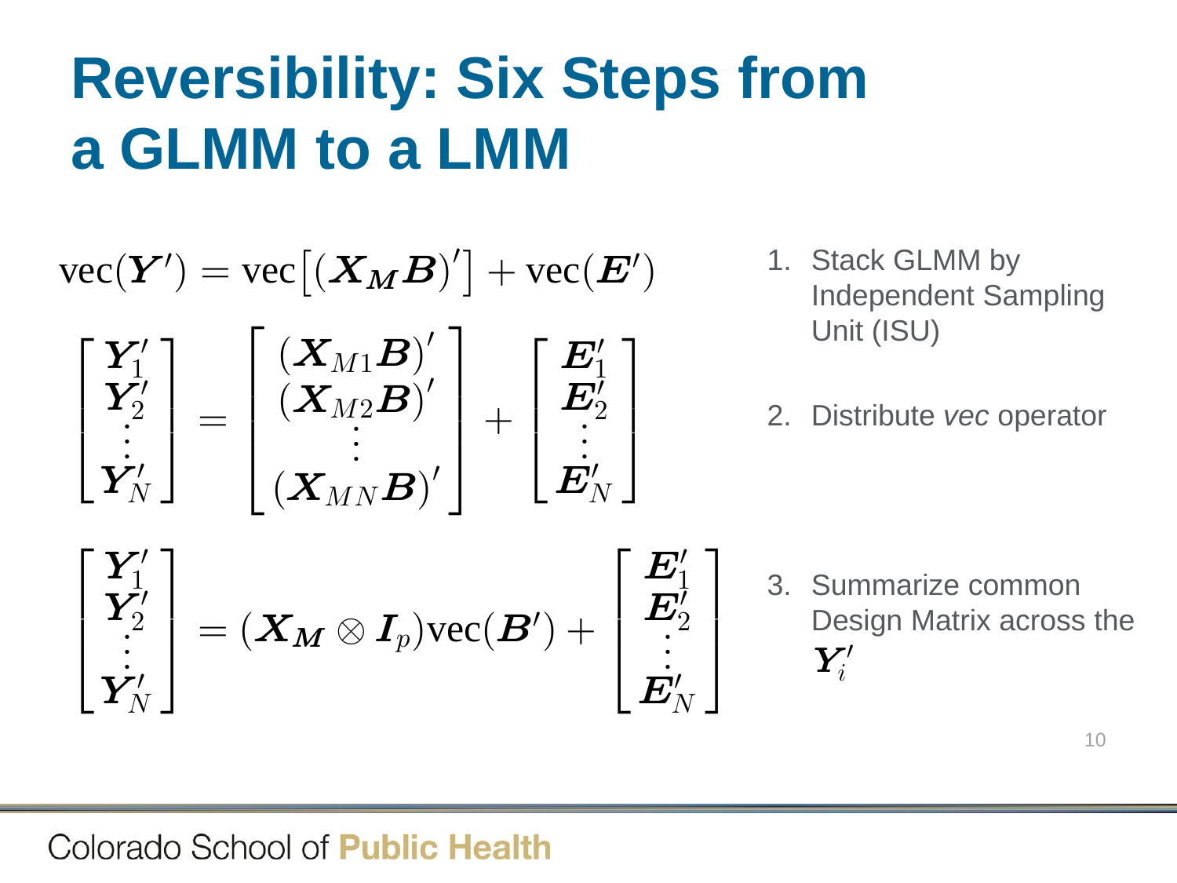# Reversibility: Six Steps from a GLMM to a LMM

$$\text{vec}(\boldsymbol{Y}') = \text{vec}\left[(\boldsymbol{X_M B})'\right] + \text{vec}(\boldsymbol{E}')$$

$$\begin{bmatrix} \boldsymbol{Y}_1' \\ \boldsymbol{Y}_2' \\ \vdots \\ \boldsymbol{Y}_N' \end{bmatrix} = \begin{bmatrix} (\boldsymbol{X}_{M1}\boldsymbol{B})' \\ (\boldsymbol{X}_{M2}\boldsymbol{B})' \\ \vdots \\ (\boldsymbol{X}_{MN}\boldsymbol{B})' \end{bmatrix} + \begin{bmatrix} \boldsymbol{E}_1' \\ \boldsymbol{E}_2' \\ \vdots \\ \boldsymbol{E}_N' \end{bmatrix}$$

$$\begin{bmatrix} \boldsymbol{Y}_1' \\ \boldsymbol{Y}_2' \\ \vdots \\ \boldsymbol{Y}_N' \end{bmatrix} = (\boldsymbol{X_M} \otimes \boldsymbol{I}_p)\text{vec}(\boldsymbol{B}') + \begin{bmatrix} \boldsymbol{E}_1' \\ \boldsymbol{E}_2' \\ \vdots \\ \boldsymbol{E}_N' \end{bmatrix}$$

1. Stack GLMM by Independent Sampling Unit (ISU)
2. Distribute *vec* operator
3. Summarize common Design Matrix across the $\boldsymbol{Y}_i'$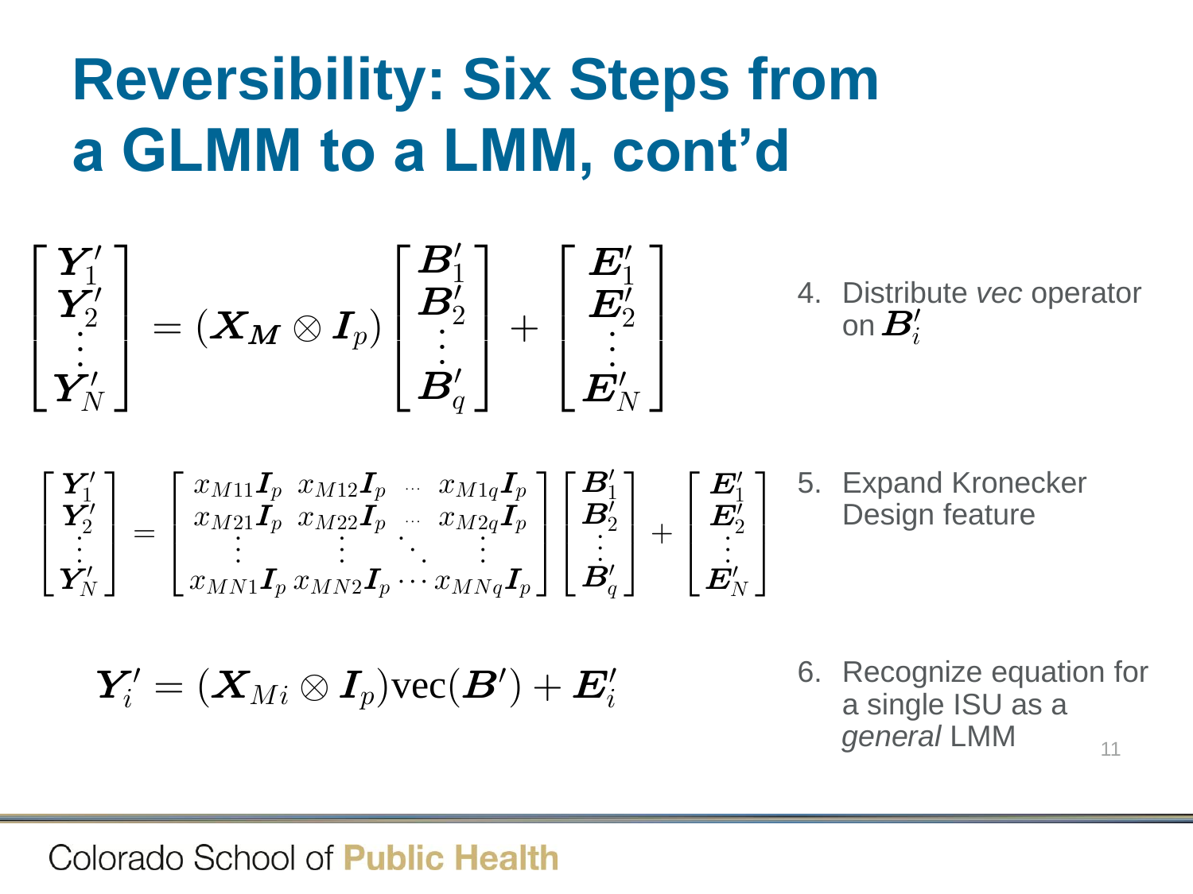# Reversibility: Six Steps from a GLMM to a LMM, cont'd

$$\begin{bmatrix} \boldsymbol{Y}_1' \\ \boldsymbol{Y}_2' \\ \vdots \\ \boldsymbol{Y}_N' \end{bmatrix} = (\boldsymbol{X_M} \otimes \boldsymbol{I}_p) \begin{bmatrix} \boldsymbol{B}_1' \\ \boldsymbol{B}_2' \\ \vdots \\ \boldsymbol{B}_q' \end{bmatrix} + \begin{bmatrix} \boldsymbol{E}_1' \\ \boldsymbol{E}_2' \\ \vdots \\ \boldsymbol{E}_N' \end{bmatrix}$$

4. Distribute *vec* operator on $\boldsymbol{B}_i'$

$$\begin{bmatrix} \boldsymbol{Y}_1' \\ \boldsymbol{Y}_2' \\ \vdots \\ \boldsymbol{Y}_N' \end{bmatrix} = \begin{bmatrix} x_{M11}\boldsymbol{I}_p & x_{M12}\boldsymbol{I}_p & \cdots & x_{M1q}\boldsymbol{I}_p \\ x_{M21}\boldsymbol{I}_p & x_{M22}\boldsymbol{I}_p & \cdots & x_{M2q}\boldsymbol{I}_p \\ \vdots & \vdots & \ddots & \vdots \\ x_{MN1}\boldsymbol{I}_p & x_{MN2}\boldsymbol{I}_p & \cdots & x_{MNq}\boldsymbol{I}_p \end{bmatrix} \begin{bmatrix} \boldsymbol{B}_1' \\ \boldsymbol{B}_2' \\ \vdots \\ \boldsymbol{B}_q' \end{bmatrix} + \begin{bmatrix} \boldsymbol{E}_1' \\ \boldsymbol{E}_2' \\ \vdots \\ \boldsymbol{E}_N' \end{bmatrix}$$

5. Expand Kronecker Design feature

$$\boldsymbol{Y}_i' = (\boldsymbol{X}_{Mi} \otimes \boldsymbol{I}_p)\text{vec}(\boldsymbol{B}') + \boldsymbol{E}_i'$$

6. Recognize equation for a single ISU as a *general* LMM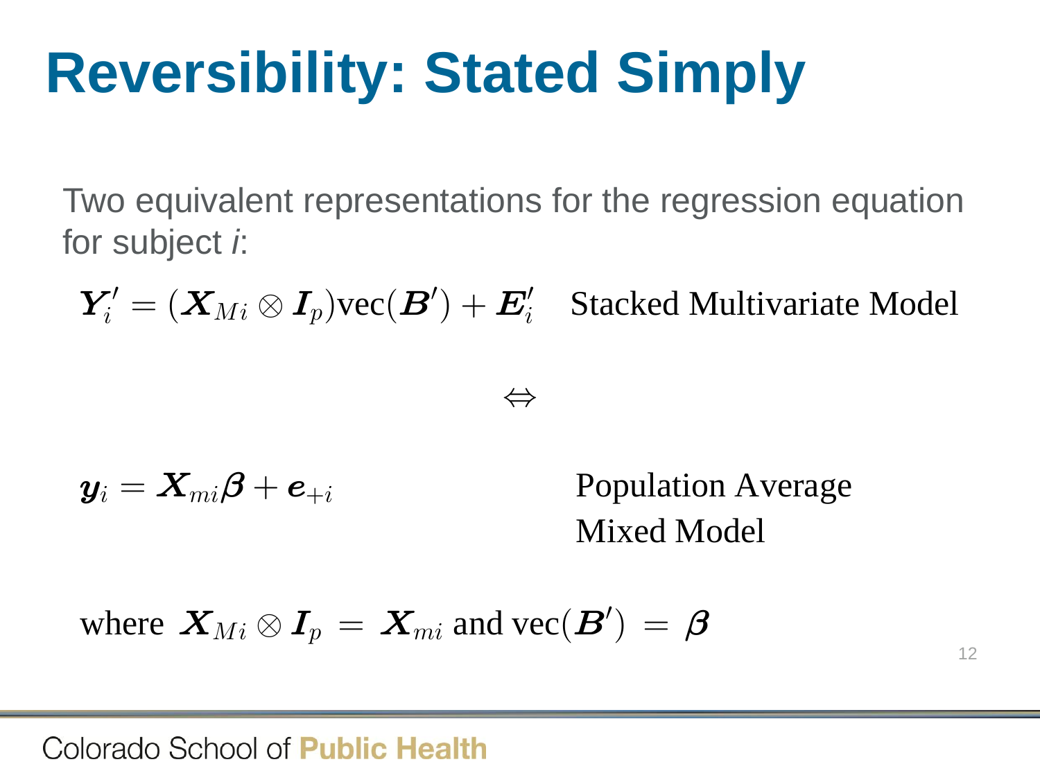# Reversibility: Stated Simply

Two equivalent representations for the regression equation for subject *i*:

$$\boldsymbol{Y}_i' = (\boldsymbol{X}_{Mi} \otimes \boldsymbol{I}_p)\text{vec}(\boldsymbol{B}') + \boldsymbol{E}_i' \quad \text{Stacked Multivariate Model}$$

$$\Leftrightarrow$$

$$\boldsymbol{y}_i = \boldsymbol{X}_{mi}\boldsymbol{\beta} + \boldsymbol{e}_{+i} \quad \text{Population Average Mixed Model}$$

where $\boldsymbol{X}_{Mi} \otimes \boldsymbol{I}_p = \boldsymbol{X}_{mi}$ and $\text{vec}(\boldsymbol{B}') = \boldsymbol{\beta}$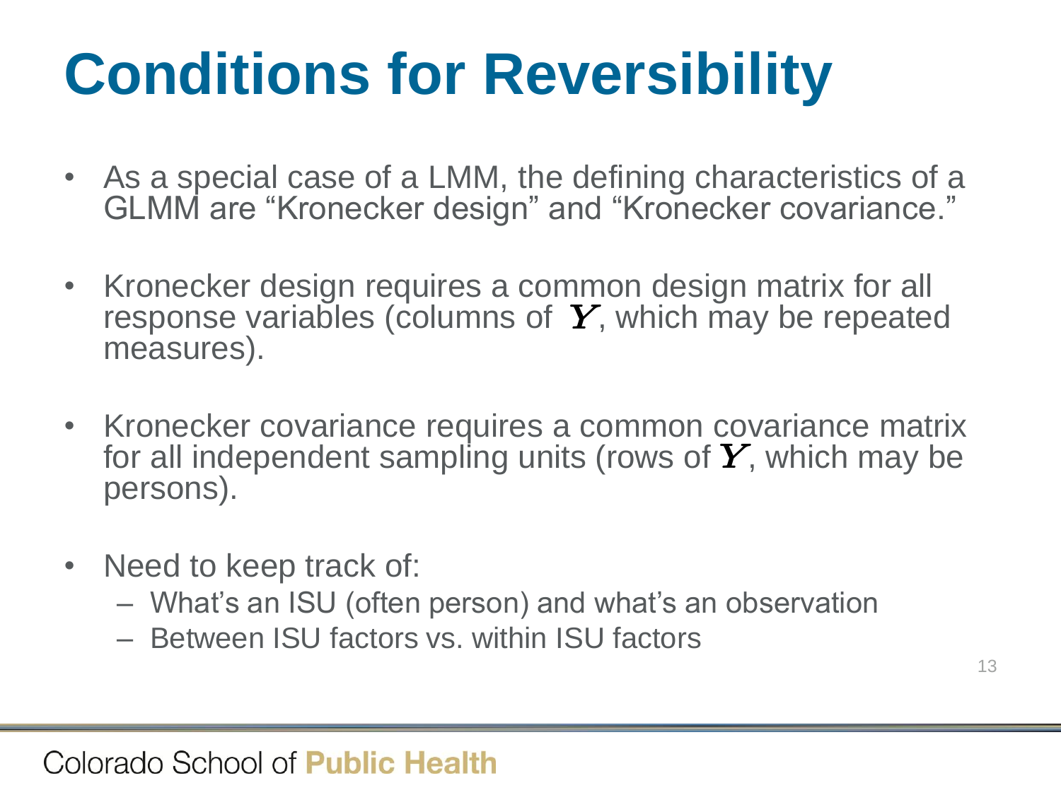# Conditions for Reversibility

- As a special case of a LMM, the defining characteristics of a GLMM are "Kronecker design" and "Kronecker covariance."
- Kronecker design requires a common design matrix for all response variables (columns of $\boldsymbol{Y}$, which may be repeated measures).
- Kronecker covariance requires a common covariance matrix for all independent sampling units (rows of $\boldsymbol{Y}$, which may be persons).
- Need to keep track of:
  - What's an ISU (often person) and what's an observation
  - Between ISU factors vs. within ISU factors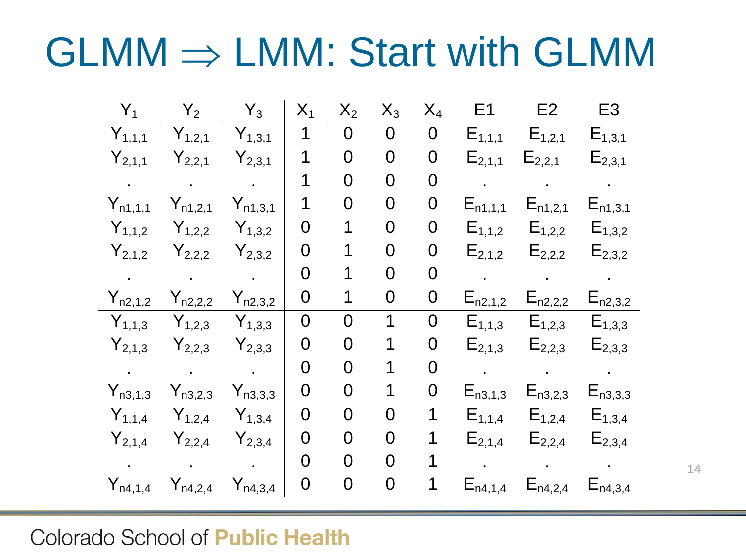# GLMM ⇒ LMM: Start with GLMM

| $Y_1$ | $Y_2$ | $Y_3$ | $X_1$ | $X_2$ | $X_3$ | $X_4$ | E1 | E2 | E3 |
|---|---|---|---|---|---|---|---|---|---|
| $Y_{1,1,1}$ | $Y_{1,2,1}$ | $Y_{1,3,1}$ | 1 | 0 | 0 | 0 | $E_{1,1,1}$ | $E_{1,2,1}$ | $E_{1,3,1}$ |
| $Y_{2,1,1}$ | $Y_{2,2,1}$ | $Y_{2,3,1}$ | 1 | 0 | 0 | 0 | $E_{2,1,1}$ | $E_{2,2,1}$ | $E_{2,3,1}$ |
| . | . | . | 1 | 0 | 0 | 0 | . | . | . |
| $Y_{n1,1,1}$ | $Y_{n1,2,1}$ | $Y_{n1,3,1}$ | 1 | 0 | 0 | 0 | $E_{n1,1,1}$ | $E_{n1,2,1}$ | $E_{n1,3,1}$ |
| $Y_{1,1,2}$ | $Y_{1,2,2}$ | $Y_{1,3,2}$ | 0 | 1 | 0 | 0 | $E_{1,1,2}$ | $E_{1,2,2}$ | $E_{1,3,2}$ |
| $Y_{2,1,2}$ | $Y_{2,2,2}$ | $Y_{2,3,2}$ | 0 | 1 | 0 | 0 | $E_{2,1,2}$ | $E_{2,2,2}$ | $E_{2,3,2}$ |
| . | . | . | 0 | 1 | 0 | 0 | . | . | . |
| $Y_{n2,1,2}$ | $Y_{n2,2,2}$ | $Y_{n2,3,2}$ | 0 | 1 | 0 | 0 | $E_{n2,1,2}$ | $E_{n2,2,2}$ | $E_{n2,3,2}$ |
| $Y_{1,1,3}$ | $Y_{1,2,3}$ | $Y_{1,3,3}$ | 0 | 0 | 1 | 0 | $E_{1,1,3}$ | $E_{1,2,3}$ | $E_{1,3,3}$ |
| $Y_{2,1,3}$ | $Y_{2,2,3}$ | $Y_{2,3,3}$ | 0 | 0 | 1 | 0 | $E_{2,1,3}$ | $E_{2,2,3}$ | $E_{2,3,3}$ |
| . | . | . | 0 | 0 | 1 | 0 | . | . | . |
| $Y_{n3,1,3}$ | $Y_{n3,2,3}$ | $Y_{n3,3,3}$ | 0 | 0 | 1 | 0 | $E_{n3,1,3}$ | $E_{n3,2,3}$ | $E_{n3,3,3}$ |
| $Y_{1,1,4}$ | $Y_{1,2,4}$ | $Y_{1,3,4}$ | 0 | 0 | 0 | 1 | $E_{1,1,4}$ | $E_{1,2,4}$ | $E_{1,3,4}$ |
| $Y_{2,1,4}$ | $Y_{2,2,4}$ | $Y_{2,3,4}$ | 0 | 0 | 0 | 1 | $E_{2,1,4}$ | $E_{2,2,4}$ | $E_{2,3,4}$ |
| . | . | . | 0 | 0 | 0 | 1 | . | . | . |
| $Y_{n4,1,4}$ | $Y_{n4,2,4}$ | $Y_{n4,3,4}$ | 0 | 0 | 0 | 1 | $E_{n4,1,4}$ | $E_{n4,2,4}$ | $E_{n4,3,4}$ |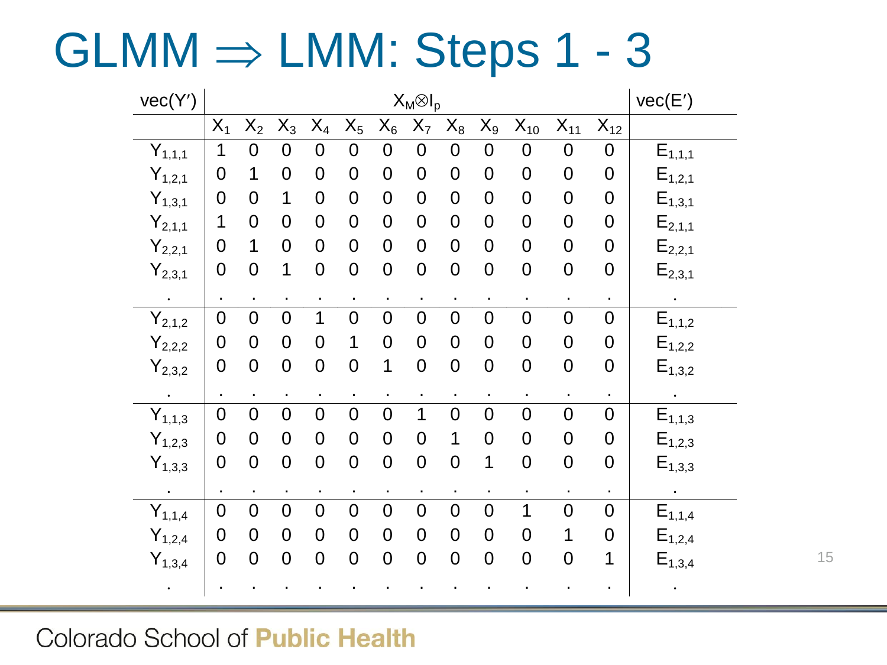# GLMM $\Rightarrow$ LMM: Steps 1 - 3

| vec(Y′) | $X_M \otimes I_p$ | | | | | | | | | | | | vec(E′) |
|---|---|---|---|---|---|---|---|---|---|---|---|---|---|
| | $X_1$ | $X_2$ | $X_3$ | $X_4$ | $X_5$ | $X_6$ | $X_7$ | $X_8$ | $X_9$ | $X_{10}$ | $X_{11}$ | $X_{12}$ | |
| $Y_{1,1,1}$ | 1 | 0 | 0 | 0 | 0 | 0 | 0 | 0 | 0 | 0 | 0 | 0 | $E_{1,1,1}$ |
| $Y_{1,2,1}$ | 0 | 1 | 0 | 0 | 0 | 0 | 0 | 0 | 0 | 0 | 0 | 0 | $E_{1,2,1}$ |
| $Y_{1,3,1}$ | 0 | 0 | 1 | 0 | 0 | 0 | 0 | 0 | 0 | 0 | 0 | 0 | $E_{1,3,1}$ |
| $Y_{2,1,1}$ | 1 | 0 | 0 | 0 | 0 | 0 | 0 | 0 | 0 | 0 | 0 | 0 | $E_{2,1,1}$ |
| $Y_{2,2,1}$ | 0 | 1 | 0 | 0 | 0 | 0 | 0 | 0 | 0 | 0 | 0 | 0 | $E_{2,2,1}$ |
| $Y_{2,3,1}$ | 0 | 0 | 1 | 0 | 0 | 0 | 0 | 0 | 0 | 0 | 0 | 0 | $E_{2,3,1}$ |
| . | . | . | . | . | . | . | . | . | . | . | . | . | . |
| $Y_{2,1,2}$ | 0 | 0 | 0 | 1 | 0 | 0 | 0 | 0 | 0 | 0 | 0 | 0 | $E_{1,1,2}$ |
| $Y_{2,2,2}$ | 0 | 0 | 0 | 0 | 1 | 0 | 0 | 0 | 0 | 0 | 0 | 0 | $E_{1,2,2}$ |
| $Y_{2,3,2}$ | 0 | 0 | 0 | 0 | 0 | 1 | 0 | 0 | 0 | 0 | 0 | 0 | $E_{1,3,2}$ |
| . | . | . | . | . | . | . | . | . | . | . | . | . | . |
| $Y_{1,1,3}$ | 0 | 0 | 0 | 0 | 0 | 0 | 1 | 0 | 0 | 0 | 0 | 0 | $E_{1,1,3}$ |
| $Y_{1,2,3}$ | 0 | 0 | 0 | 0 | 0 | 0 | 0 | 1 | 0 | 0 | 0 | 0 | $E_{1,2,3}$ |
| $Y_{1,3,3}$ | 0 | 0 | 0 | 0 | 0 | 0 | 0 | 0 | 1 | 0 | 0 | 0 | $E_{1,3,3}$ |
| . | . | . | . | . | . | . | . | . | . | . | . | . | . |
| $Y_{1,1,4}$ | 0 | 0 | 0 | 0 | 0 | 0 | 0 | 0 | 0 | 1 | 0 | 0 | $E_{1,1,4}$ |
| $Y_{1,2,4}$ | 0 | 0 | 0 | 0 | 0 | 0 | 0 | 0 | 0 | 0 | 1 | 0 | $E_{1,2,4}$ |
| $Y_{1,3,4}$ | 0 | 0 | 0 | 0 | 0 | 0 | 0 | 0 | 0 | 0 | 0 | 1 | $E_{1,3,4}$ |
| . | . | . | . | . | . | . | . | . | . | . | . | . | . |

Colorado School of **Public Health**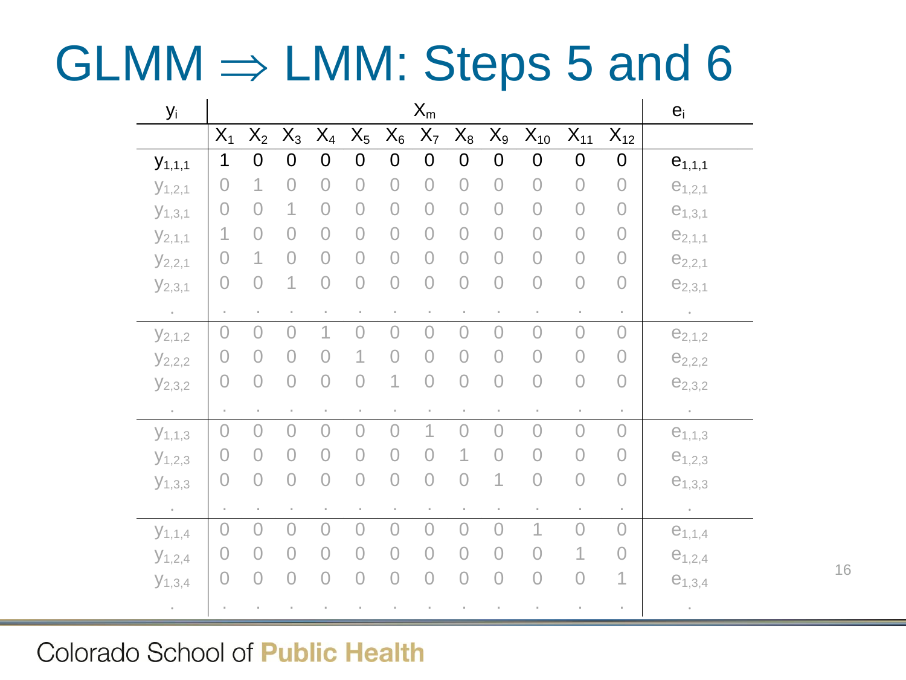# GLMM ⇒ LMM: Steps 5 and 6

| $y_i$ | $X_m$ | | | | | | | | | | | | $e_i$ |
|---|---|---|---|---|---|---|---|---|---|---|---|---|---|
| | $X_1$ | $X_2$ | $X_3$ | $X_4$ | $X_5$ | $X_6$ | $X_7$ | $X_8$ | $X_9$ | $X_{10}$ | $X_{11}$ | $X_{12}$ | |
| $y_{1,1,1}$ | 1 | 0 | 0 | 0 | 0 | 0 | 0 | 0 | 0 | 0 | 0 | 0 | $e_{1,1,1}$ |
| $y_{1,2,1}$ | 0 | 1 | 0 | 0 | 0 | 0 | 0 | 0 | 0 | 0 | 0 | 0 | $e_{1,2,1}$ |
| $y_{1,3,1}$ | 0 | 0 | 1 | 0 | 0 | 0 | 0 | 0 | 0 | 0 | 0 | 0 | $e_{1,3,1}$ |
| $y_{2,1,1}$ | 1 | 0 | 0 | 0 | 0 | 0 | 0 | 0 | 0 | 0 | 0 | 0 | $e_{2,1,1}$ |
| $y_{2,2,1}$ | 0 | 1 | 0 | 0 | 0 | 0 | 0 | 0 | 0 | 0 | 0 | 0 | $e_{2,2,1}$ |
| $y_{2,3,1}$ | 0 | 0 | 1 | 0 | 0 | 0 | 0 | 0 | 0 | 0 | 0 | 0 | $e_{2,3,1}$ |
| . | . | . | . | . | . | . | . | . | . | . | . | . | . |
| $y_{2,1,2}$ | 0 | 0 | 0 | 1 | 0 | 0 | 0 | 0 | 0 | 0 | 0 | 0 | $e_{2,1,2}$ |
| $y_{2,2,2}$ | 0 | 0 | 0 | 0 | 1 | 0 | 0 | 0 | 0 | 0 | 0 | 0 | $e_{2,2,2}$ |
| $y_{2,3,2}$ | 0 | 0 | 0 | 0 | 0 | 1 | 0 | 0 | 0 | 0 | 0 | 0 | $e_{2,3,2}$ |
| . | . | . | . | . | . | . | . | . | . | . | . | . | . |
| $y_{1,1,3}$ | 0 | 0 | 0 | 0 | 0 | 0 | 1 | 0 | 0 | 0 | 0 | 0 | $e_{1,1,3}$ |
| $y_{1,2,3}$ | 0 | 0 | 0 | 0 | 0 | 0 | 0 | 1 | 0 | 0 | 0 | 0 | $e_{1,2,3}$ |
| $y_{1,3,3}$ | 0 | 0 | 0 | 0 | 0 | 0 | 0 | 0 | 1 | 0 | 0 | 0 | $e_{1,3,3}$ |
| . | . | . | . | . | . | . | . | . | . | . | . | . | . |
| $y_{1,1,4}$ | 0 | 0 | 0 | 0 | 0 | 0 | 0 | 0 | 0 | 1 | 0 | 0 | $e_{1,1,4}$ |
| $y_{1,2,4}$ | 0 | 0 | 0 | 0 | 0 | 0 | 0 | 0 | 0 | 0 | 1 | 0 | $e_{1,2,4}$ |
| $y_{1,3,4}$ | 0 | 0 | 0 | 0 | 0 | 0 | 0 | 0 | 0 | 0 | 0 | 1 | $e_{1,3,4}$ |
| . | . | . | . | . | . | . | . | . | . | . | . | . | . |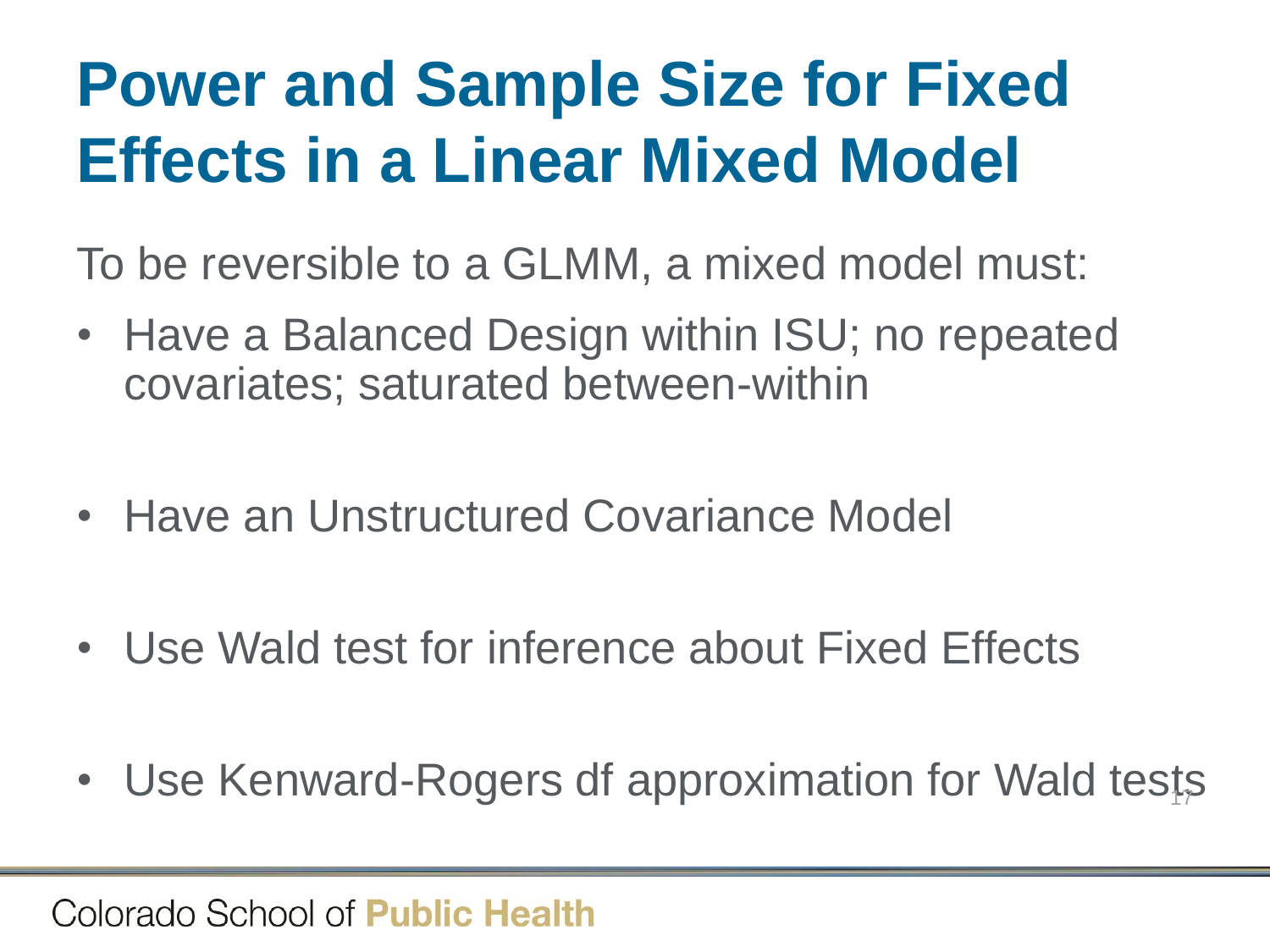# Power and Sample Size for Fixed Effects in a Linear Mixed Model

To be reversible to a GLMM, a mixed model must:

- Have a Balanced Design within ISU; no repeated covariates; saturated between-within
- Have an Unstructured Covariance Model
- Use Wald test for inference about Fixed Effects
- Use Kenward-Rogers df approximation for Wald tests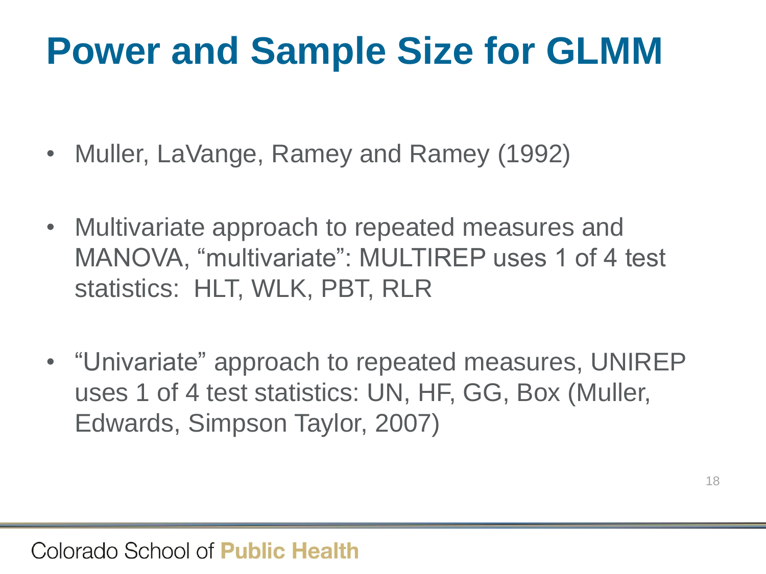# Power and Sample Size for GLMM

- Muller, LaVange, Ramey and Ramey (1992)
- Multivariate approach to repeated measures and MANOVA, "multivariate": MULTIREP uses 1 of 4 test statistics: HLT, WLK, PBT, RLR
- "Univariate" approach to repeated measures, UNIREP uses 1 of 4 test statistics: UN, HF, GG, Box (Muller, Edwards, Simpson Taylor, 2007)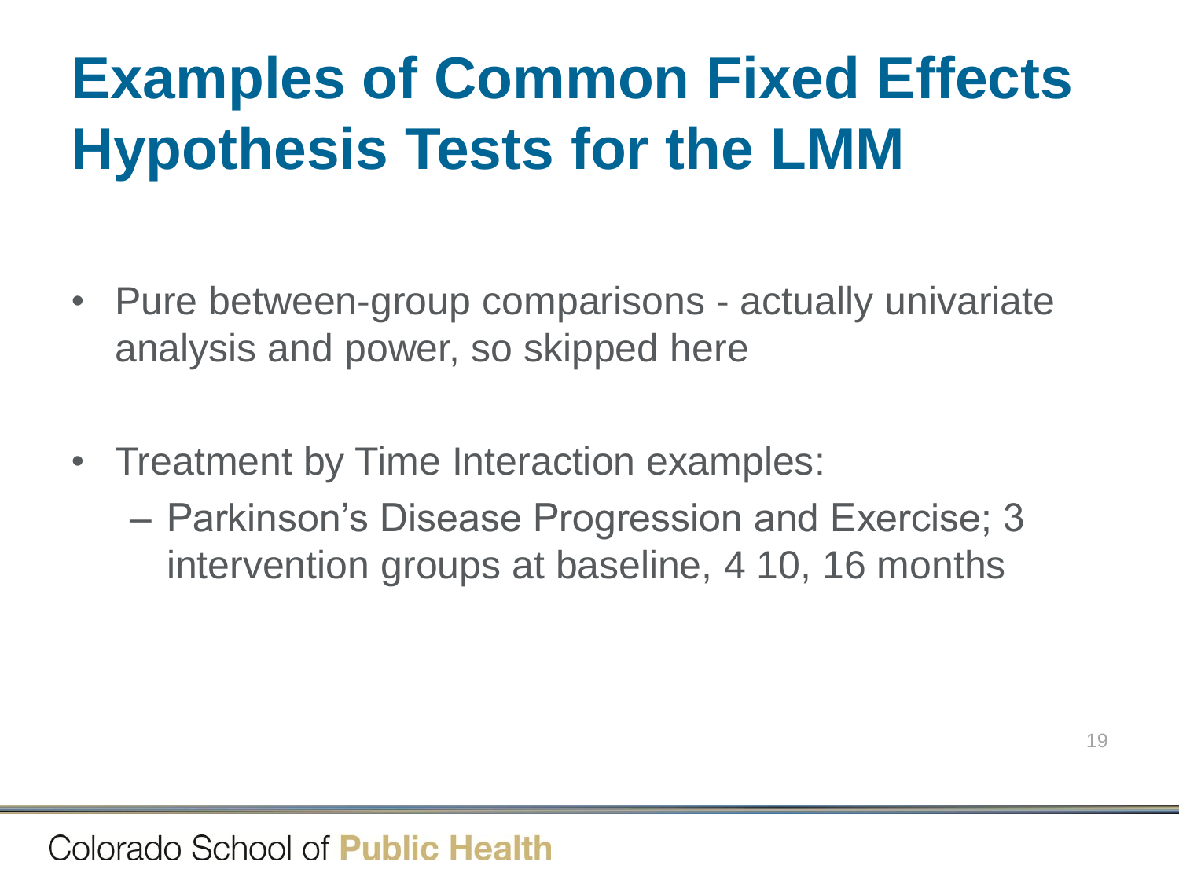# Examples of Common Fixed Effects Hypothesis Tests for the LMM

- Pure between-group comparisons - actually univariate analysis and power, so skipped here
- Treatment by Time Interaction examples:
  - Parkinson's Disease Progression and Exercise; 3 intervention groups at baseline, 4 10, 16 months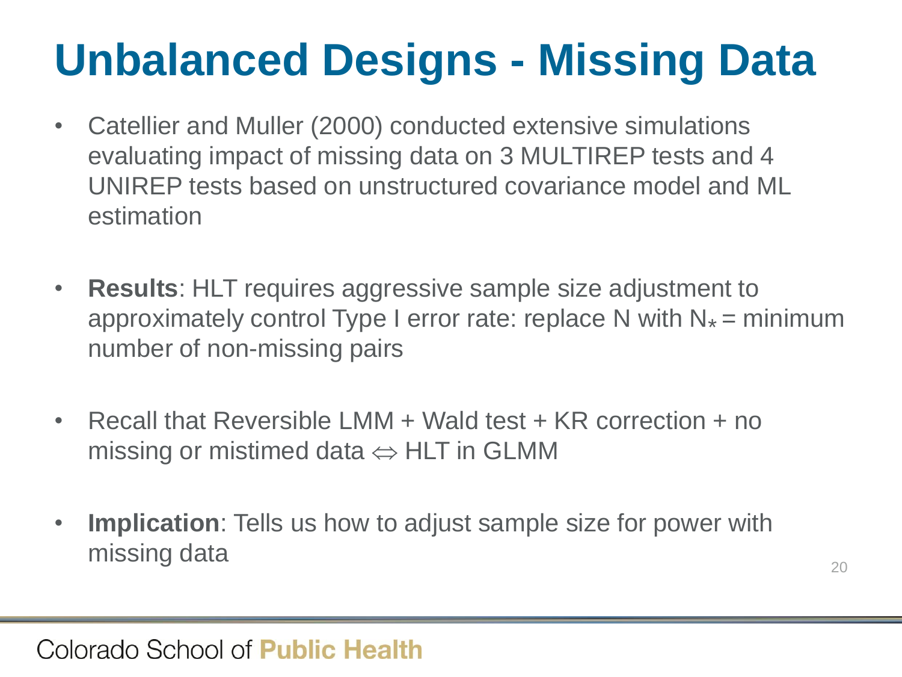# Unbalanced Designs - Missing Data

- Catellier and Muller (2000) conducted extensive simulations evaluating impact of missing data on 3 MULTIREP tests and 4 UNIREP tests based on unstructured covariance model and ML estimation

- **Results**: HLT requires aggressive sample size adjustment to approximately control Type I error rate: replace N with $N_*$ = minimum number of non-missing pairs

- Recall that Reversible LMM + Wald test + KR correction + no missing or mistimed data $\Leftrightarrow$ HLT in GLMM

- **Implication**: Tells us how to adjust sample size for power with missing data

Colorado School of **Public Health**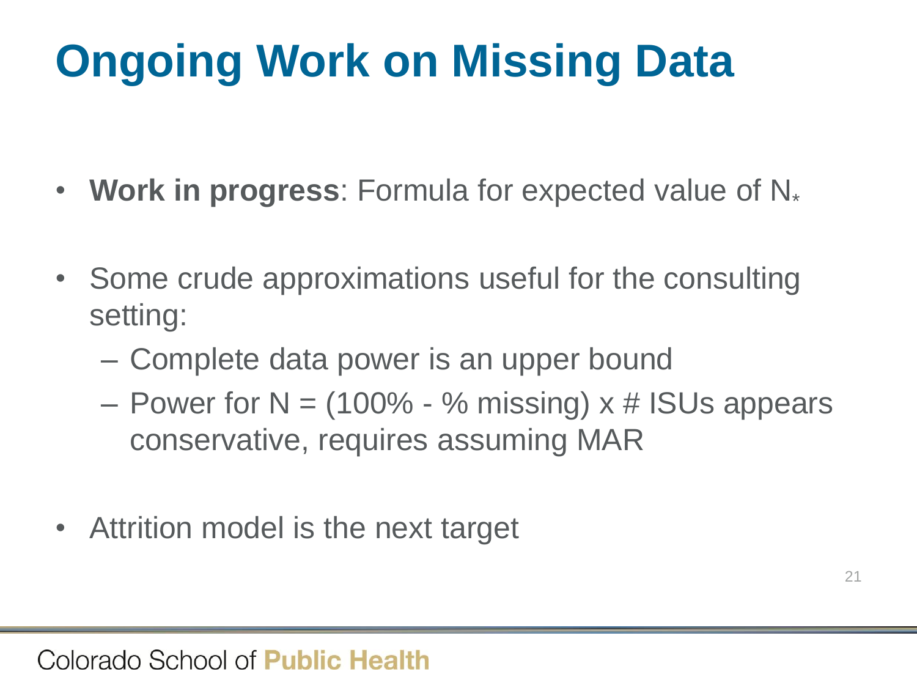# Ongoing Work on Missing Data

- **Work in progress**: Formula for expected value of $N_*$
- Some crude approximations useful for the consulting setting:
  - Complete data power is an upper bound
  - Power for N = (100% - % missing) x # ISUs appears conservative, requires assuming MAR
- Attrition model is the next target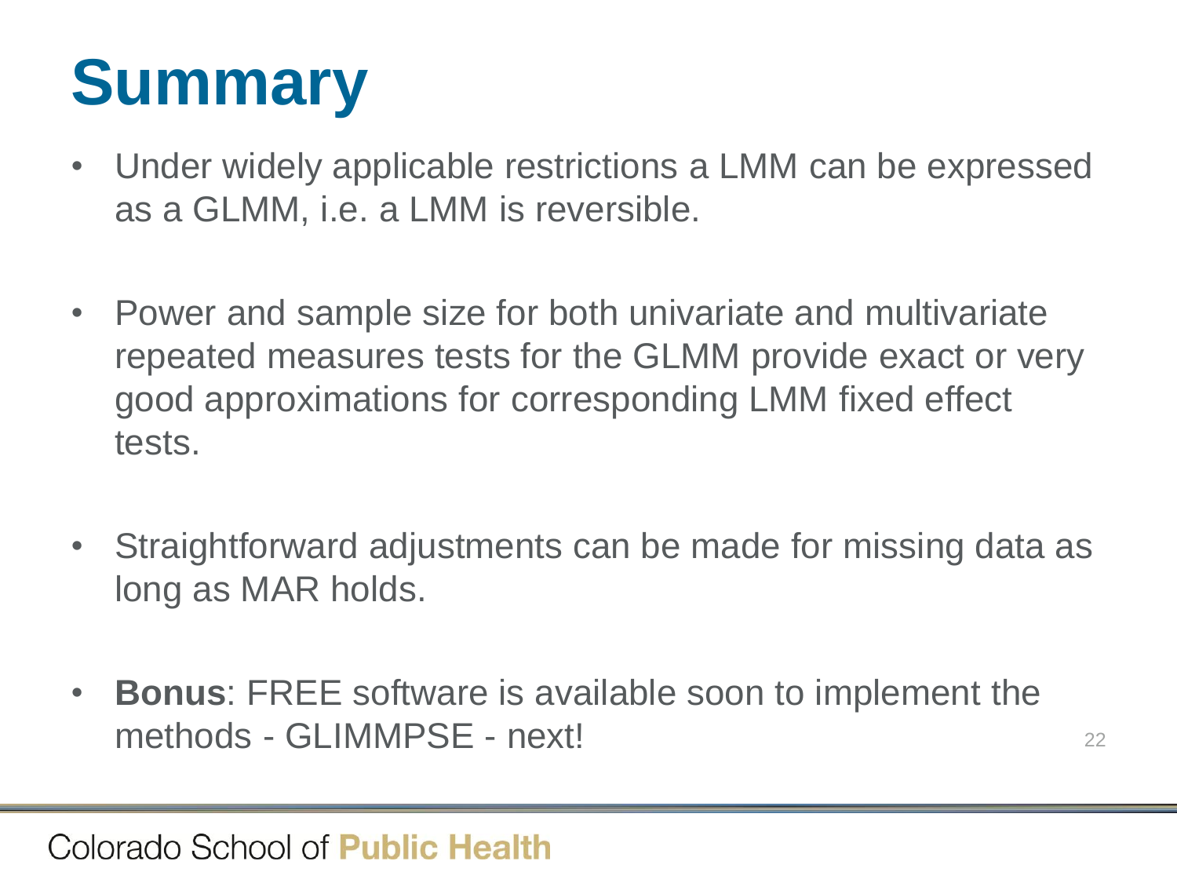# Summary

- Under widely applicable restrictions a LMM can be expressed as a GLMM, i.e. a LMM is reversible.

- Power and sample size for both univariate and multivariate repeated measures tests for the GLMM provide exact or very good approximations for corresponding LMM fixed effect tests.

- Straightforward adjustments can be made for missing data as long as MAR holds.

- **Bonus**: FREE software is available soon to implement the methods - GLIMMPSE - next!